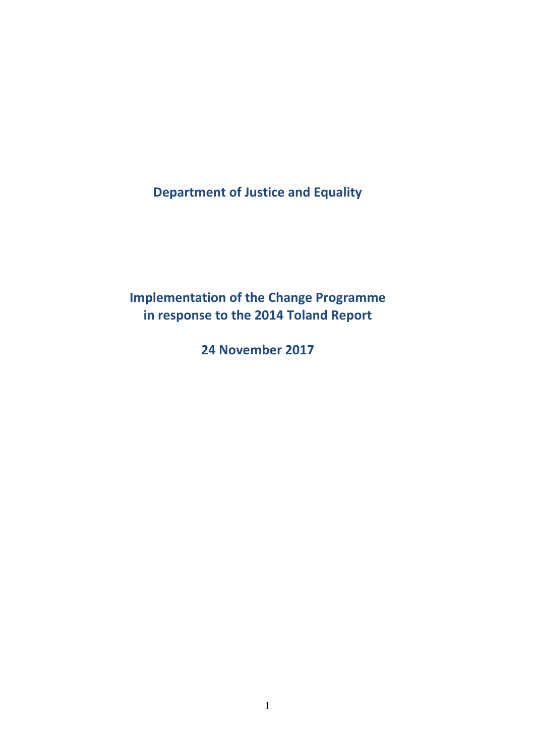# Department of Justice and Equality

## Implementation of the Change Programme in response to the 2014 Toland Report

**24 November 2017**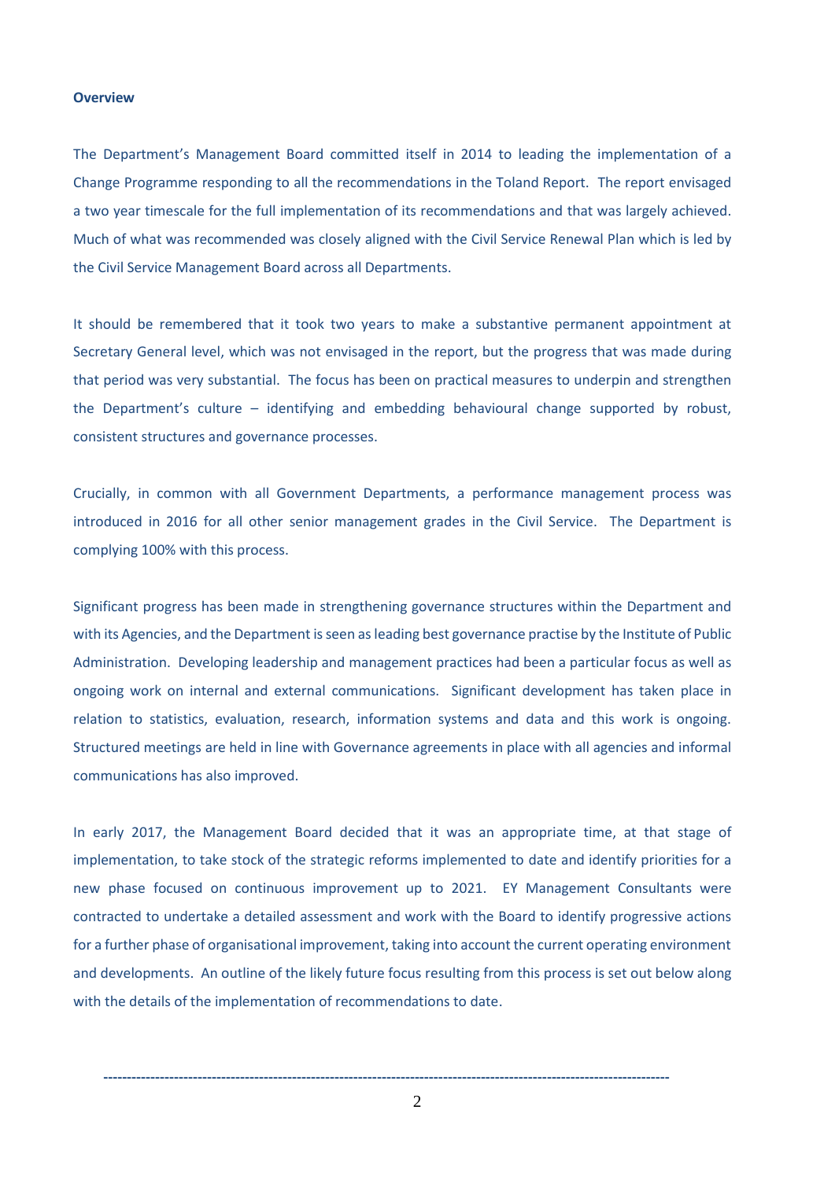**Overview**

The Department's Management Board committed itself in 2014 to leading the implementation of a Change Programme responding to all the recommendations in the Toland Report. The report envisaged a two year timescale for the full implementation of its recommendations and that was largely achieved. Much of what was recommended was closely aligned with the Civil Service Renewal Plan which is led by the Civil Service Management Board across all Departments.

It should be remembered that it took two years to make a substantive permanent appointment at Secretary General level, which was not envisaged in the report, but the progress that was made during that period was very substantial. The focus has been on practical measures to underpin and strengthen the Department's culture – identifying and embedding behavioural change supported by robust, consistent structures and governance processes.

Crucially, in common with all Government Departments, a performance management process was introduced in 2016 for all other senior management grades in the Civil Service. The Department is complying 100% with this process.

Significant progress has been made in strengthening governance structures within the Department and with its Agencies, and the Department is seen as leading best governance practise by the Institute of Public Administration. Developing leadership and management practices had been a particular focus as well as ongoing work on internal and external communications. Significant development has taken place in relation to statistics, evaluation, research, information systems and data and this work is ongoing. Structured meetings are held in line with Governance agreements in place with all agencies and informal communications has also improved.

In early 2017, the Management Board decided that it was an appropriate time, at that stage of implementation, to take stock of the strategic reforms implemented to date and identify priorities for a new phase focused on continuous improvement up to 2021. EY Management Consultants were contracted to undertake a detailed assessment and work with the Board to identify progressive actions for a further phase of organisational improvement, taking into account the current operating environment and developments. An outline of the likely future focus resulting from this process is set out below along with the details of the implementation of recommendations to date.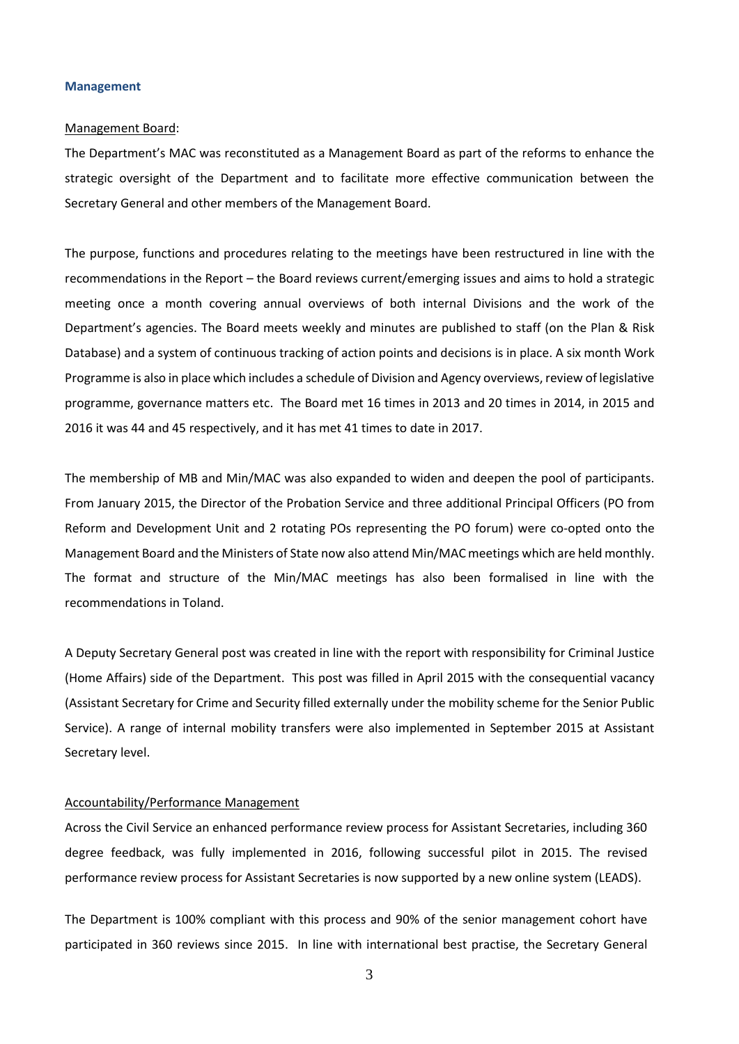### Management

<u>Management Board</u>:

The Department's MAC was reconstituted as a Management Board as part of the reforms to enhance the strategic oversight of the Department and to facilitate more effective communication between the Secretary General and other members of the Management Board.

The purpose, functions and procedures relating to the meetings have been restructured in line with the recommendations in the Report – the Board reviews current/emerging issues and aims to hold a strategic meeting once a month covering annual overviews of both internal Divisions and the work of the Department's agencies. The Board meets weekly and minutes are published to staff (on the Plan & Risk Database) and a system of continuous tracking of action points and decisions is in place. A six month Work Programme is also in place which includes a schedule of Division and Agency overviews, review of legislative programme, governance matters etc. The Board met 16 times in 2013 and 20 times in 2014, in 2015 and 2016 it was 44 and 45 respectively, and it has met 41 times to date in 2017.

The membership of MB and Min/MAC was also expanded to widen and deepen the pool of participants. From January 2015, the Director of the Probation Service and three additional Principal Officers (PO from Reform and Development Unit and 2 rotating POs representing the PO forum) were co-opted onto the Management Board and the Ministers of State now also attend Min/MAC meetings which are held monthly. The format and structure of the Min/MAC meetings has also been formalised in line with the recommendations in Toland.

A Deputy Secretary General post was created in line with the report with responsibility for Criminal Justice (Home Affairs) side of the Department. This post was filled in April 2015 with the consequential vacancy (Assistant Secretary for Crime and Security filled externally under the mobility scheme for the Senior Public Service). A range of internal mobility transfers were also implemented in September 2015 at Assistant Secretary level.

<u>Accountability/Performance Management</u>

Across the Civil Service an enhanced performance review process for Assistant Secretaries, including 360 degree feedback, was fully implemented in 2016, following successful pilot in 2015. The revised performance review process for Assistant Secretaries is now supported by a new online system (LEADS).

The Department is 100% compliant with this process and 90% of the senior management cohort have participated in 360 reviews since 2015. In line with international best practise, the Secretary General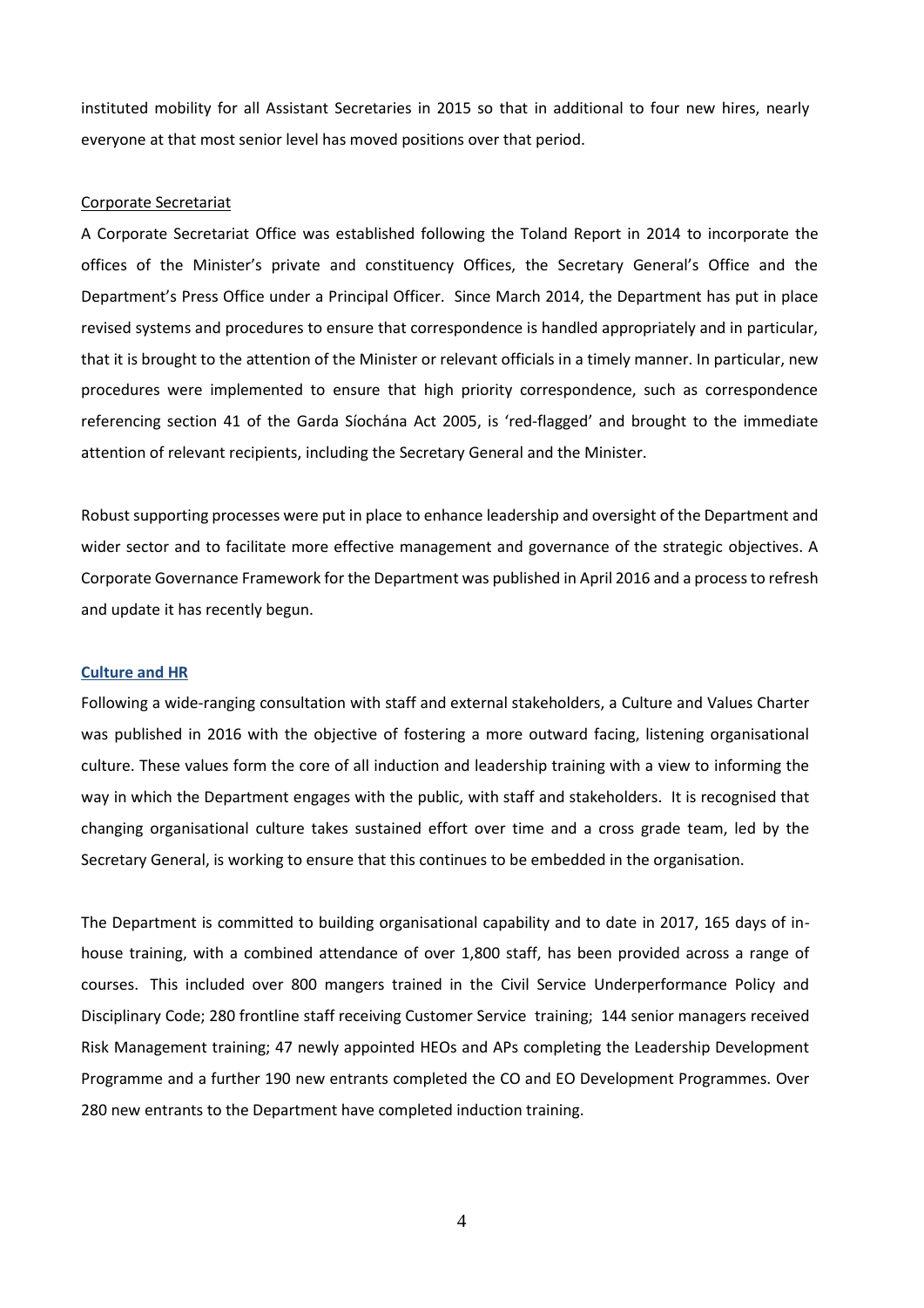instituted mobility for all Assistant Secretaries in 2015 so that in additional to four new hires, nearly everyone at that most senior level has moved positions over that period.

Corporate Secretariat

A Corporate Secretariat Office was established following the Toland Report in 2014 to incorporate the offices of the Minister's private and constituency Offices, the Secretary General's Office and the Department's Press Office under a Principal Officer. Since March 2014, the Department has put in place revised systems and procedures to ensure that correspondence is handled appropriately and in particular, that it is brought to the attention of the Minister or relevant officials in a timely manner. In particular, new procedures were implemented to ensure that high priority correspondence, such as correspondence referencing section 41 of the Garda Síochána Act 2005, is 'red-flagged' and brought to the immediate attention of relevant recipients, including the Secretary General and the Minister.

Robust supporting processes were put in place to enhance leadership and oversight of the Department and wider sector and to facilitate more effective management and governance of the strategic objectives. A Corporate Governance Framework for the Department was published in April 2016 and a process to refresh and update it has recently begun.

## Culture and HR

Following a wide-ranging consultation with staff and external stakeholders, a Culture and Values Charter was published in 2016 with the objective of fostering a more outward facing, listening organisational culture. These values form the core of all induction and leadership training with a view to informing the way in which the Department engages with the public, with staff and stakeholders. It is recognised that changing organisational culture takes sustained effort over time and a cross grade team, led by the Secretary General, is working to ensure that this continues to be embedded in the organisation.

The Department is committed to building organisational capability and to date in 2017, 165 days of in-house training, with a combined attendance of over 1,800 staff, has been provided across a range of courses. This included over 800 mangers trained in the Civil Service Underperformance Policy and Disciplinary Code; 280 frontline staff receiving Customer Service training; 144 senior managers received Risk Management training; 47 newly appointed HEOs and APs completing the Leadership Development Programme and a further 190 new entrants completed the CO and EO Development Programmes. Over 280 new entrants to the Department have completed induction training.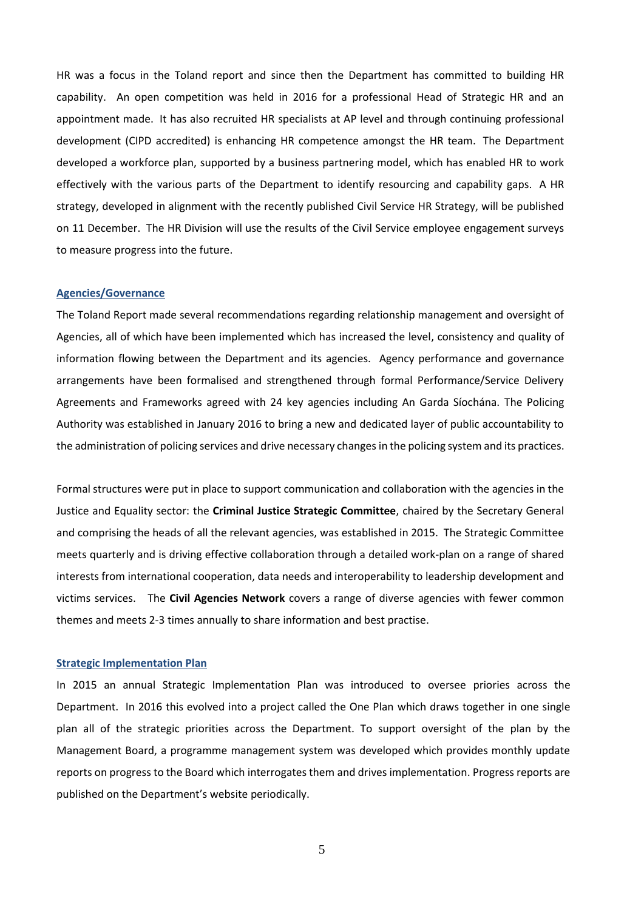HR was a focus in the Toland report and since then the Department has committed to building HR capability. An open competition was held in 2016 for a professional Head of Strategic HR and an appointment made. It has also recruited HR specialists at AP level and through continuing professional development (CIPD accredited) is enhancing HR competence amongst the HR team. The Department developed a workforce plan, supported by a business partnering model, which has enabled HR to work effectively with the various parts of the Department to identify resourcing and capability gaps. A HR strategy, developed in alignment with the recently published Civil Service HR Strategy, will be published on 11 December. The HR Division will use the results of the Civil Service employee engagement surveys to measure progress into the future.

### Agencies/Governance

The Toland Report made several recommendations regarding relationship management and oversight of Agencies, all of which have been implemented which has increased the level, consistency and quality of information flowing between the Department and its agencies. Agency performance and governance arrangements have been formalised and strengthened through formal Performance/Service Delivery Agreements and Frameworks agreed with 24 key agencies including An Garda Síochána. The Policing Authority was established in January 2016 to bring a new and dedicated layer of public accountability to the administration of policing services and drive necessary changes in the policing system and its practices.

Formal structures were put in place to support communication and collaboration with the agencies in the Justice and Equality sector: the **Criminal Justice Strategic Committee**, chaired by the Secretary General and comprising the heads of all the relevant agencies, was established in 2015. The Strategic Committee meets quarterly and is driving effective collaboration through a detailed work-plan on a range of shared interests from international cooperation, data needs and interoperability to leadership development and victims services. The **Civil Agencies Network** covers a range of diverse agencies with fewer common themes and meets 2-3 times annually to share information and best practise.

### Strategic Implementation Plan

In 2015 an annual Strategic Implementation Plan was introduced to oversee priories across the Department. In 2016 this evolved into a project called the One Plan which draws together in one single plan all of the strategic priorities across the Department. To support oversight of the plan by the Management Board, a programme management system was developed which provides monthly update reports on progress to the Board which interrogates them and drives implementation. Progress reports are published on the Department's website periodically.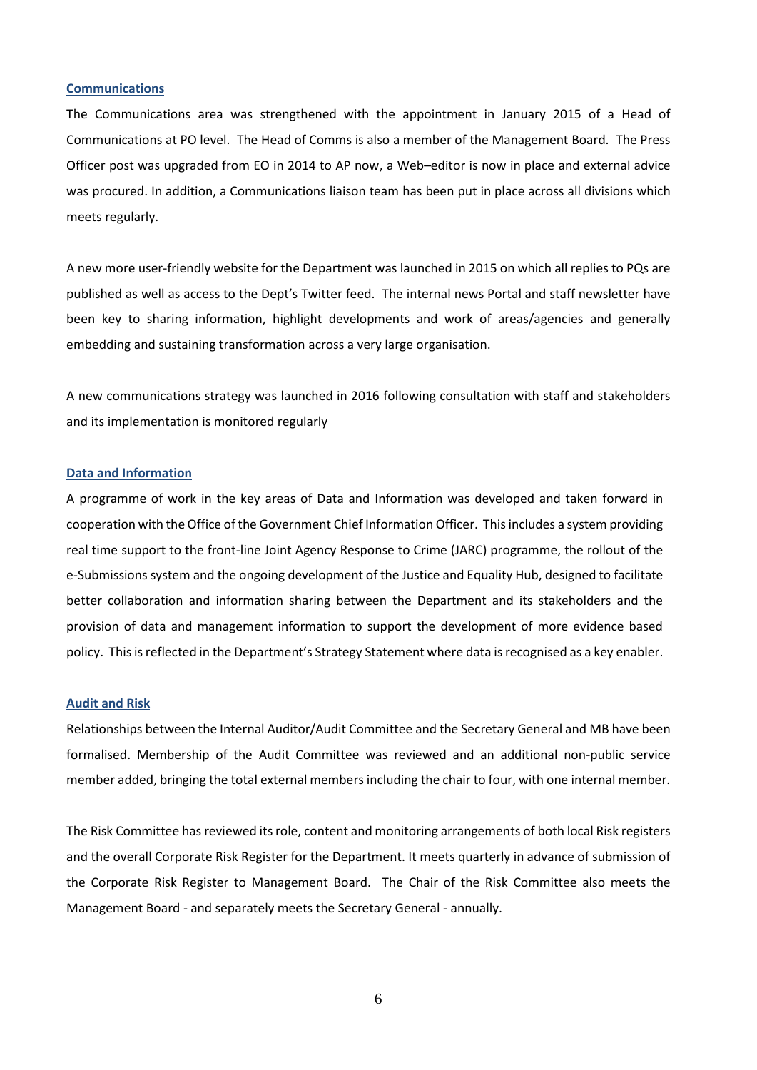## Communications

The Communications area was strengthened with the appointment in January 2015 of a Head of Communications at PO level. The Head of Comms is also a member of the Management Board. The Press Officer post was upgraded from EO in 2014 to AP now, a Web–editor is now in place and external advice was procured. In addition, a Communications liaison team has been put in place across all divisions which meets regularly.

A new more user-friendly website for the Department was launched in 2015 on which all replies to PQs are published as well as access to the Dept's Twitter feed. The internal news Portal and staff newsletter have been key to sharing information, highlight developments and work of areas/agencies and generally embedding and sustaining transformation across a very large organisation.

A new communications strategy was launched in 2016 following consultation with staff and stakeholders and its implementation is monitored regularly

## Data and Information

A programme of work in the key areas of Data and Information was developed and taken forward in cooperation with the Office of the Government Chief Information Officer. This includes a system providing real time support to the front-line Joint Agency Response to Crime (JARC) programme, the rollout of the e-Submissions system and the ongoing development of the Justice and Equality Hub, designed to facilitate better collaboration and information sharing between the Department and its stakeholders and the provision of data and management information to support the development of more evidence based policy. This is reflected in the Department's Strategy Statement where data is recognised as a key enabler.

## Audit and Risk

Relationships between the Internal Auditor/Audit Committee and the Secretary General and MB have been formalised. Membership of the Audit Committee was reviewed and an additional non-public service member added, bringing the total external members including the chair to four, with one internal member.

The Risk Committee has reviewed its role, content and monitoring arrangements of both local Risk registers and the overall Corporate Risk Register for the Department. It meets quarterly in advance of submission of the Corporate Risk Register to Management Board. The Chair of the Risk Committee also meets the Management Board - and separately meets the Secretary General - annually.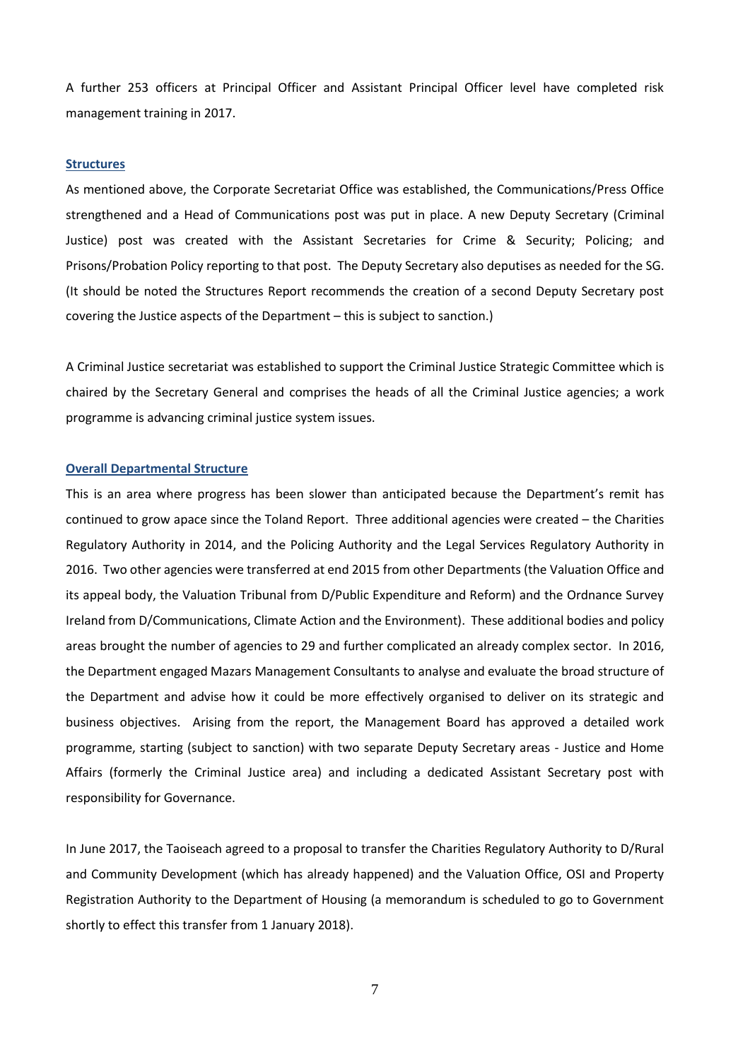A further 253 officers at Principal Officer and Assistant Principal Officer level have completed risk management training in 2017.

### Structures

As mentioned above, the Corporate Secretariat Office was established, the Communications/Press Office strengthened and a Head of Communications post was put in place. A new Deputy Secretary (Criminal Justice) post was created with the Assistant Secretaries for Crime & Security; Policing; and Prisons/Probation Policy reporting to that post. The Deputy Secretary also deputises as needed for the SG. (It should be noted the Structures Report recommends the creation of a second Deputy Secretary post covering the Justice aspects of the Department – this is subject to sanction.)

A Criminal Justice secretariat was established to support the Criminal Justice Strategic Committee which is chaired by the Secretary General and comprises the heads of all the Criminal Justice agencies; a work programme is advancing criminal justice system issues.

### Overall Departmental Structure

This is an area where progress has been slower than anticipated because the Department's remit has continued to grow apace since the Toland Report. Three additional agencies were created – the Charities Regulatory Authority in 2014, and the Policing Authority and the Legal Services Regulatory Authority in 2016. Two other agencies were transferred at end 2015 from other Departments (the Valuation Office and its appeal body, the Valuation Tribunal from D/Public Expenditure and Reform) and the Ordnance Survey Ireland from D/Communications, Climate Action and the Environment). These additional bodies and policy areas brought the number of agencies to 29 and further complicated an already complex sector. In 2016, the Department engaged Mazars Management Consultants to analyse and evaluate the broad structure of the Department and advise how it could be more effectively organised to deliver on its strategic and business objectives. Arising from the report, the Management Board has approved a detailed work programme, starting (subject to sanction) with two separate Deputy Secretary areas - Justice and Home Affairs (formerly the Criminal Justice area) and including a dedicated Assistant Secretary post with responsibility for Governance.

In June 2017, the Taoiseach agreed to a proposal to transfer the Charities Regulatory Authority to D/Rural and Community Development (which has already happened) and the Valuation Office, OSI and Property Registration Authority to the Department of Housing (a memorandum is scheduled to go to Government shortly to effect this transfer from 1 January 2018).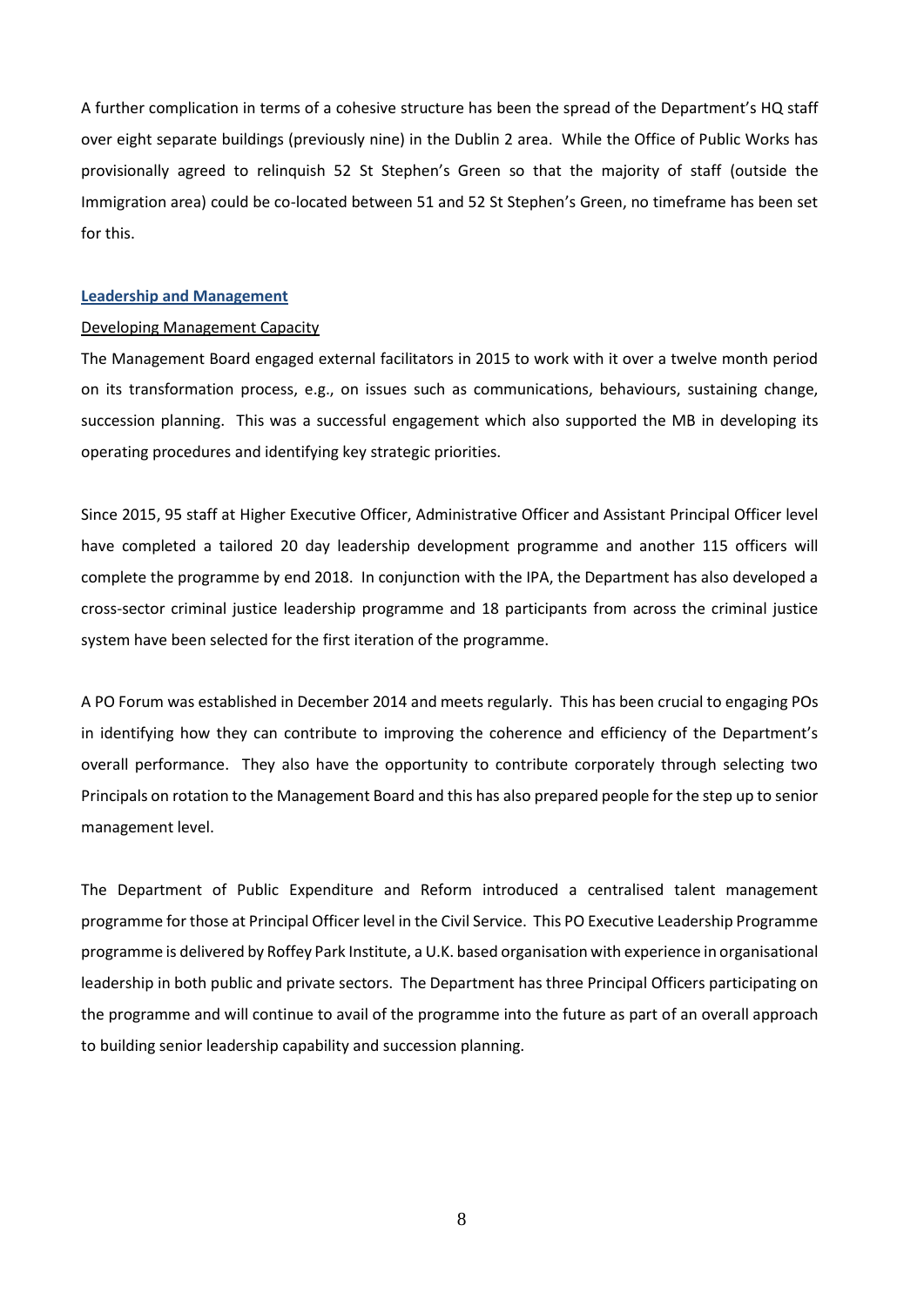A further complication in terms of a cohesive structure has been the spread of the Department's HQ staff over eight separate buildings (previously nine) in the Dublin 2 area. While the Office of Public Works has provisionally agreed to relinquish 52 St Stephen's Green so that the majority of staff (outside the Immigration area) could be co-located between 51 and 52 St Stephen's Green, no timeframe has been set for this.

## Leadership and Management

### Developing Management Capacity

The Management Board engaged external facilitators in 2015 to work with it over a twelve month period on its transformation process, e.g., on issues such as communications, behaviours, sustaining change, succession planning. This was a successful engagement which also supported the MB in developing its operating procedures and identifying key strategic priorities.

Since 2015, 95 staff at Higher Executive Officer, Administrative Officer and Assistant Principal Officer level have completed a tailored 20 day leadership development programme and another 115 officers will complete the programme by end 2018. In conjunction with the IPA, the Department has also developed a cross-sector criminal justice leadership programme and 18 participants from across the criminal justice system have been selected for the first iteration of the programme.

A PO Forum was established in December 2014 and meets regularly. This has been crucial to engaging POs in identifying how they can contribute to improving the coherence and efficiency of the Department's overall performance. They also have the opportunity to contribute corporately through selecting two Principals on rotation to the Management Board and this has also prepared people for the step up to senior management level.

The Department of Public Expenditure and Reform introduced a centralised talent management programme for those at Principal Officer level in the Civil Service. This PO Executive Leadership Programme programme is delivered by Roffey Park Institute, a U.K. based organisation with experience in organisational leadership in both public and private sectors. The Department has three Principal Officers participating on the programme and will continue to avail of the programme into the future as part of an overall approach to building senior leadership capability and succession planning.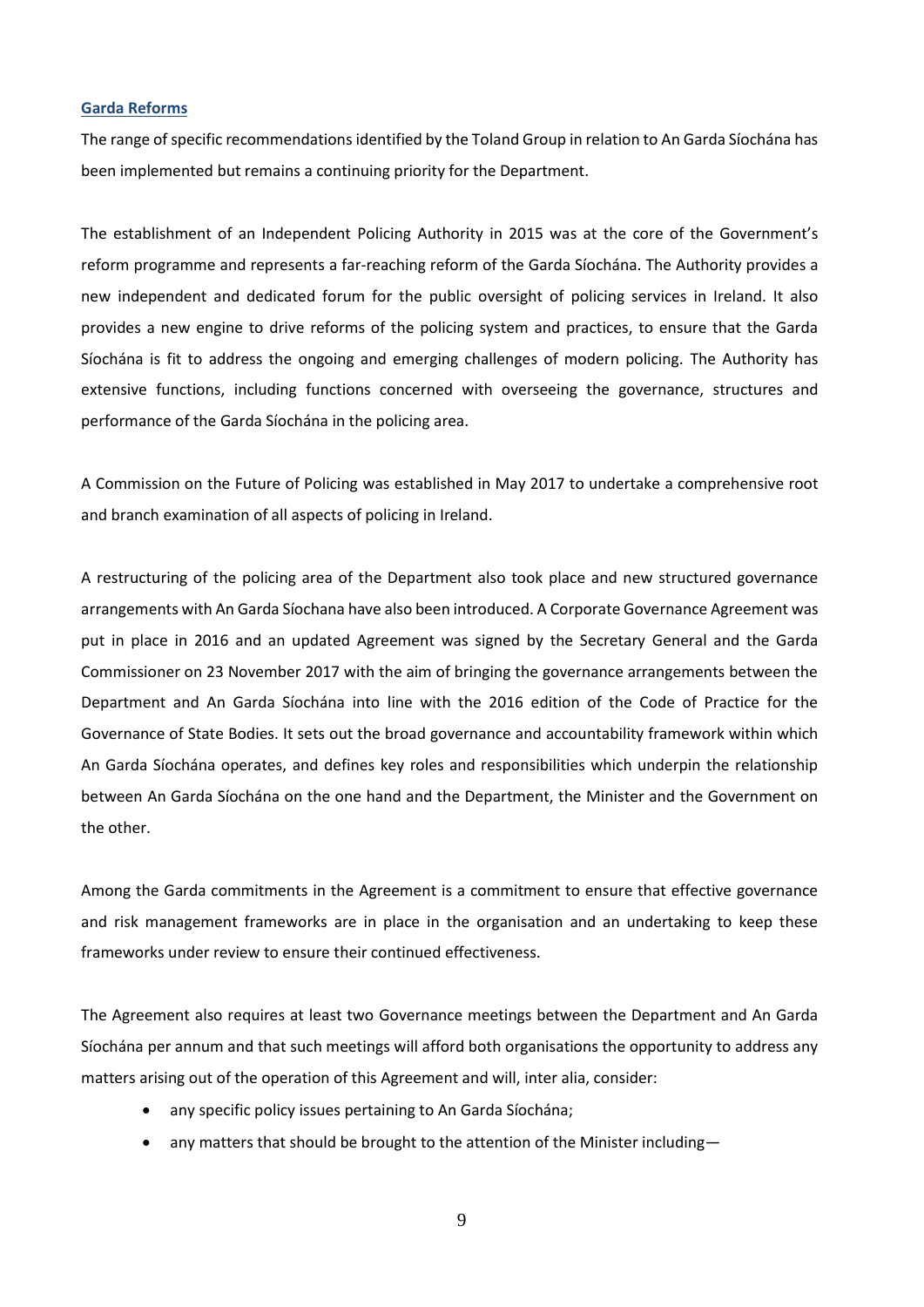**Garda Reforms**

The range of specific recommendations identified by the Toland Group in relation to An Garda Síochána has been implemented but remains a continuing priority for the Department.

The establishment of an Independent Policing Authority in 2015 was at the core of the Government's reform programme and represents a far-reaching reform of the Garda Síochána. The Authority provides a new independent and dedicated forum for the public oversight of policing services in Ireland. It also provides a new engine to drive reforms of the policing system and practices, to ensure that the Garda Síochána is fit to address the ongoing and emerging challenges of modern policing. The Authority has extensive functions, including functions concerned with overseeing the governance, structures and performance of the Garda Síochána in the policing area.

A Commission on the Future of Policing was established in May 2017 to undertake a comprehensive root and branch examination of all aspects of policing in Ireland.

A restructuring of the policing area of the Department also took place and new structured governance arrangements with An Garda Síochana have also been introduced. A Corporate Governance Agreement was put in place in 2016 and an updated Agreement was signed by the Secretary General and the Garda Commissioner on 23 November 2017 with the aim of bringing the governance arrangements between the Department and An Garda Síochána into line with the 2016 edition of the Code of Practice for the Governance of State Bodies. It sets out the broad governance and accountability framework within which An Garda Síochána operates, and defines key roles and responsibilities which underpin the relationship between An Garda Síochána on the one hand and the Department, the Minister and the Government on the other.

Among the Garda commitments in the Agreement is a commitment to ensure that effective governance and risk management frameworks are in place in the organisation and an undertaking to keep these frameworks under review to ensure their continued effectiveness.

The Agreement also requires at least two Governance meetings between the Department and An Garda Síochána per annum and that such meetings will afford both organisations the opportunity to address any matters arising out of the operation of this Agreement and will, inter alia, consider:

- any specific policy issues pertaining to An Garda Síochána;
- any matters that should be brought to the attention of the Minister including—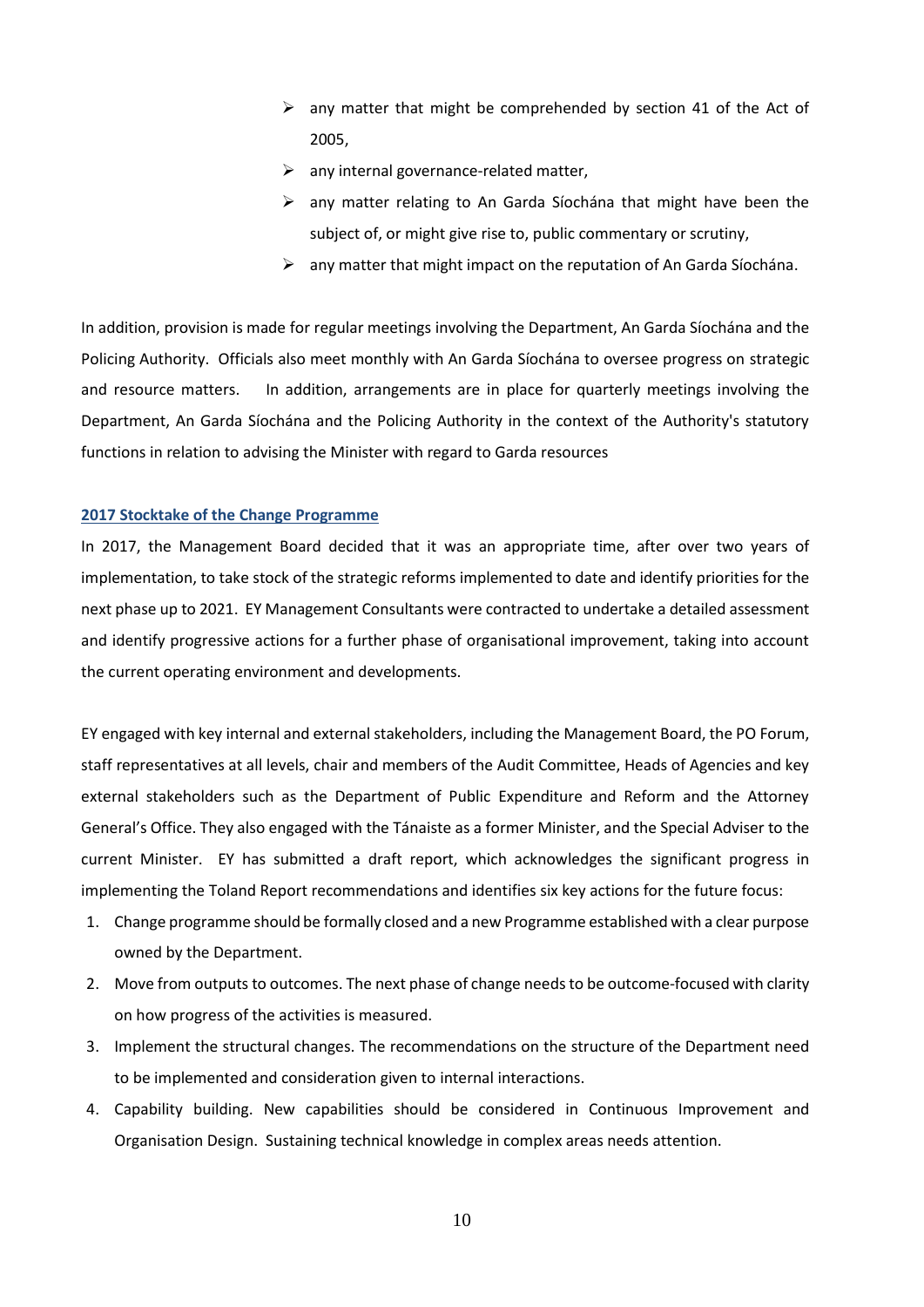- any matter that might be comprehended by section 41 of the Act of 2005,
- any internal governance-related matter,
- any matter relating to An Garda Síochána that might have been the subject of, or might give rise to, public commentary or scrutiny,
- any matter that might impact on the reputation of An Garda Síochána.

In addition, provision is made for regular meetings involving the Department, An Garda Síochána and the Policing Authority. Officials also meet monthly with An Garda Síochána to oversee progress on strategic and resource matters. In addition, arrangements are in place for quarterly meetings involving the Department, An Garda Síochána and the Policing Authority in the context of the Authority's statutory functions in relation to advising the Minister with regard to Garda resources

**2017 Stocktake of the Change Programme**

In 2017, the Management Board decided that it was an appropriate time, after over two years of implementation, to take stock of the strategic reforms implemented to date and identify priorities for the next phase up to 2021. EY Management Consultants were contracted to undertake a detailed assessment and identify progressive actions for a further phase of organisational improvement, taking into account the current operating environment and developments.

EY engaged with key internal and external stakeholders, including the Management Board, the PO Forum, staff representatives at all levels, chair and members of the Audit Committee, Heads of Agencies and key external stakeholders such as the Department of Public Expenditure and Reform and the Attorney General's Office. They also engaged with the Tánaiste as a former Minister, and the Special Adviser to the current Minister. EY has submitted a draft report, which acknowledges the significant progress in implementing the Toland Report recommendations and identifies six key actions for the future focus:

1. Change programme should be formally closed and a new Programme established with a clear purpose owned by the Department.
2. Move from outputs to outcomes. The next phase of change needs to be outcome-focused with clarity on how progress of the activities is measured.
3. Implement the structural changes. The recommendations on the structure of the Department need to be implemented and consideration given to internal interactions.
4. Capability building. New capabilities should be considered in Continuous Improvement and Organisation Design. Sustaining technical knowledge in complex areas needs attention.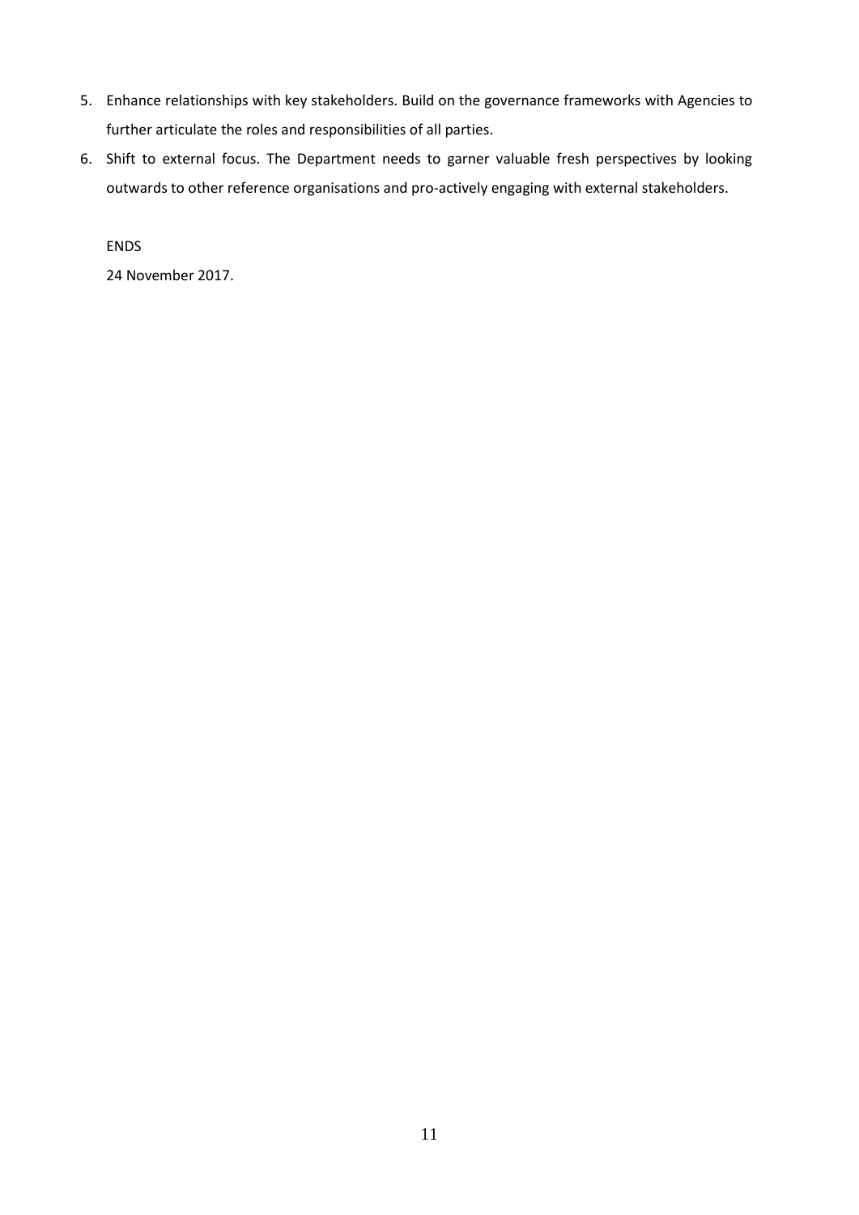5. Enhance relationships with key stakeholders. Build on the governance frameworks with Agencies to further articulate the roles and responsibilities of all parties.
6. Shift to external focus. The Department needs to garner valuable fresh perspectives by looking outwards to other reference organisations and pro-actively engaging with external stakeholders.

ENDS

24 November 2017.